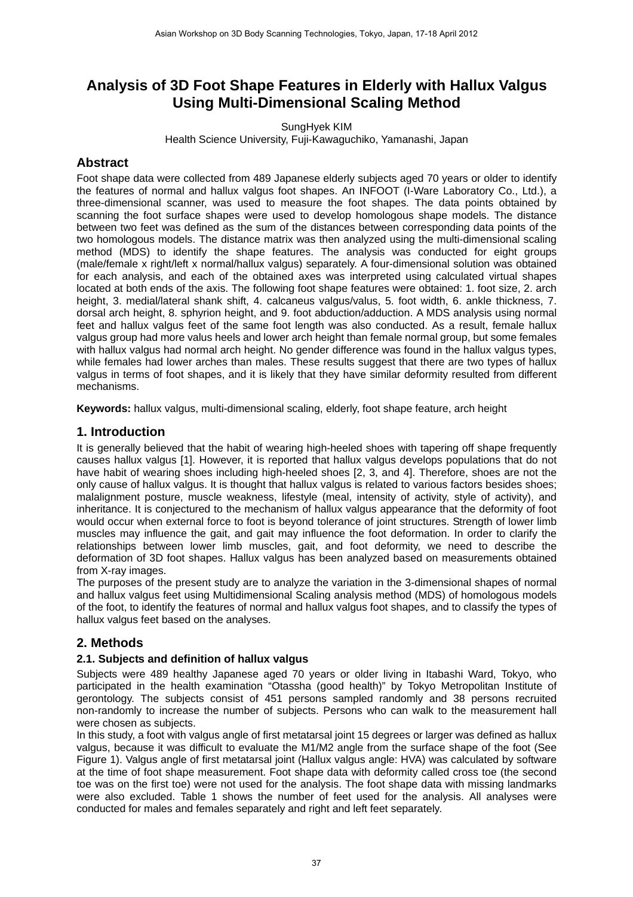# Analysis of 3D Foot Shape Features in Elderly with Hallux Valgus Using Multi-Dimensional Scaling Method

SungHyek KIM
Health Science University, Fuji-Kawaguchiko, Yamanashi, Japan

## Abstract

Foot shape data were collected from 489 Japanese elderly subjects aged 70 years or older to identify the features of normal and hallux valgus foot shapes. An INFOOT (I-Ware Laboratory Co., Ltd.), a three-dimensional scanner, was used to measure the foot shapes. The data points obtained by scanning the foot surface shapes were used to develop homologous shape models. The distance between two feet was defined as the sum of the distances between corresponding data points of the two homologous models. The distance matrix was then analyzed using the multi-dimensional scaling method (MDS) to identify the shape features. The analysis was conducted for eight groups (male/female x right/left x normal/hallux valgus) separately. A four-dimensional solution was obtained for each analysis, and each of the obtained axes was interpreted using calculated virtual shapes located at both ends of the axis. The following foot shape features were obtained: 1. foot size, 2. arch height, 3. medial/lateral shank shift, 4. calcaneus valgus/valus, 5. foot width, 6. ankle thickness, 7. dorsal arch height, 8. sphyrion height, and 9. foot abduction/adduction. A MDS analysis using normal feet and hallux valgus feet of the same foot length was also conducted. As a result, female hallux valgus group had more valus heels and lower arch height than female normal group, but some females with hallux valgus had normal arch height. No gender difference was found in the hallux valgus types, while females had lower arches than males. These results suggest that there are two types of hallux valgus in terms of foot shapes, and it is likely that they have similar deformity resulted from different mechanisms.

**Keywords:** hallux valgus, multi-dimensional scaling, elderly, foot shape feature, arch height

## 1. Introduction

It is generally believed that the habit of wearing high-heeled shoes with tapering off shape frequently causes hallux valgus [1]. However, it is reported that hallux valgus develops populations that do not have habit of wearing shoes including high-heeled shoes [2, 3, and 4]. Therefore, shoes are not the only cause of hallux valgus. It is thought that hallux valgus is related to various factors besides shoes; malalignment posture, muscle weakness, lifestyle (meal, intensity of activity, style of activity), and inheritance. It is conjectured to the mechanism of hallux valgus appearance that the deformity of foot would occur when external force to foot is beyond tolerance of joint structures. Strength of lower limb muscles may influence the gait, and gait may influence the foot deformation. In order to clarify the relationships between lower limb muscles, gait, and foot deformity, we need to describe the deformation of 3D foot shapes. Hallux valgus has been analyzed based on measurements obtained from X-ray images.

The purposes of the present study are to analyze the variation in the 3-dimensional shapes of normal and hallux valgus feet using Multidimensional Scaling analysis method (MDS) of homologous models of the foot, to identify the features of normal and hallux valgus foot shapes, and to classify the types of hallux valgus feet based on the analyses.

## 2. Methods

### 2.1. Subjects and definition of hallux valgus

Subjects were 489 healthy Japanese aged 70 years or older living in Itabashi Ward, Tokyo, who participated in the health examination "Otassha (good health)" by Tokyo Metropolitan Institute of gerontology. The subjects consist of 451 persons sampled randomly and 38 persons recruited non-randomly to increase the number of subjects. Persons who can walk to the measurement hall were chosen as subjects.

In this study, a foot with valgus angle of first metatarsal joint 15 degrees or larger was defined as hallux valgus, because it was difficult to evaluate the M1/M2 angle from the surface shape of the foot (See Figure 1). Valgus angle of first metatarsal joint (Hallux valgus angle: HVA) was calculated by software at the time of foot shape measurement. Foot shape data with deformity called cross toe (the second toe was on the first toe) were not used for the analysis. The foot shape data with missing landmarks were also excluded. Table 1 shows the number of feet used for the analysis. All analyses were conducted for males and females separately and right and left feet separately.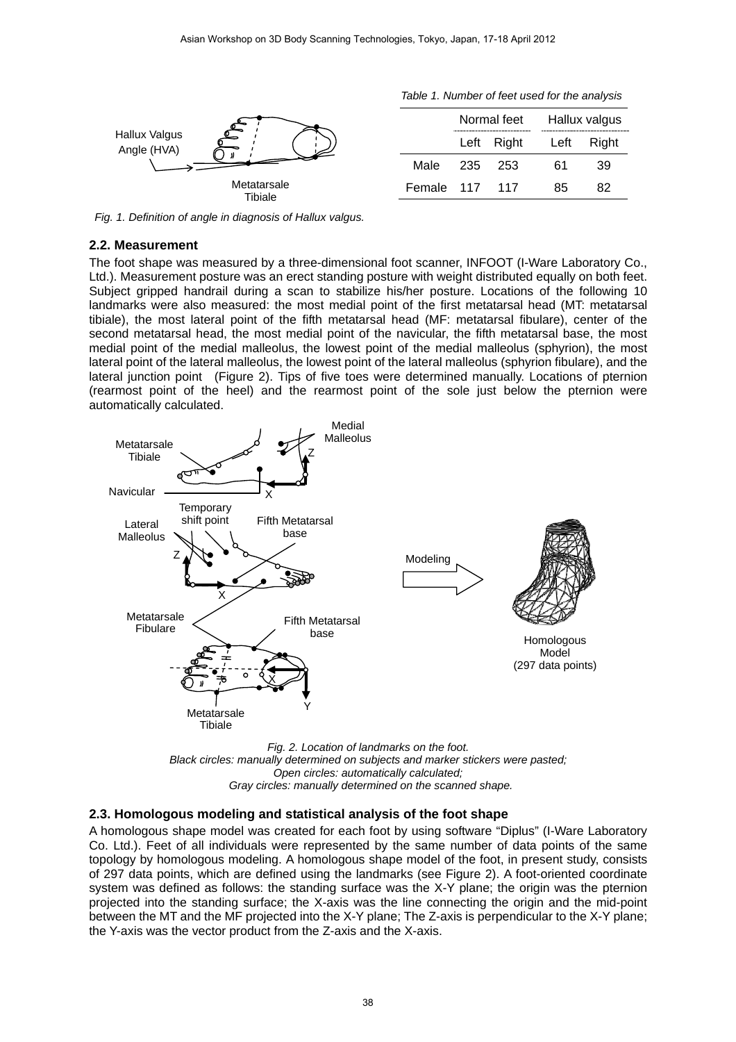*Table 1. Number of feet used for the analysis*

| | Normal feet | | Hallux valgus | |
|---|---|---|---|---|
| | Left | Right | Left | Right |
| Male | 235 | 253 | 61 | 39 |
| Female | 117 | 117 | 85 | 82 |

*Fig. 1. Definition of angle in diagnosis of Hallux valgus.*

### 2.2. Measurement

The foot shape was measured by a three-dimensional foot scanner, INFOOT (I-Ware Laboratory Co., Ltd.). Measurement posture was an erect standing posture with weight distributed equally on both feet. Subject gripped handrail during a scan to stabilize his/her posture. Locations of the following 10 landmarks were also measured: the most medial point of the first metatarsal head (MT: metatarsal tibiale), the most lateral point of the fifth metatarsal head (MF: metatarsal fibulare), center of the second metatarsal head, the most medial point of the navicular, the fifth metatarsal base, the most medial point of the medial malleolus, the lowest point of the medial malleolus (sphyrion), the most lateral point of the lateral malleolus, the lowest point of the lateral malleolus (sphyrion fibulare), and the lateral junction point (Figure 2). Tips of five toes were determined manually. Locations of pternion (rearmost point of the heel) and the rearmost point of the sole just below the pternion were automatically calculated.

*Fig. 2. Location of landmarks on the foot.*
*Black circles: manually determined on subjects and marker stickers were pasted;*
*Open circles: automatically calculated;*
*Gray circles: manually determined on the scanned shape.*

### 2.3. Homologous modeling and statistical analysis of the foot shape

A homologous shape model was created for each foot by using software "Diplus" (I-Ware Laboratory Co. Ltd.). Feet of all individuals were represented by the same number of data points of the same topology by homologous modeling. A homologous shape model of the foot, in present study, consists of 297 data points, which are defined using the landmarks (see Figure 2). A foot-oriented coordinate system was defined as follows: the standing surface was the X-Y plane; the origin was the pternion projected into the standing surface; the X-axis was the line connecting the origin and the mid-point between the MT and the MF projected into the X-Y plane; The Z-axis is perpendicular to the X-Y plane; the Y-axis was the vector product from the Z-axis and the X-axis.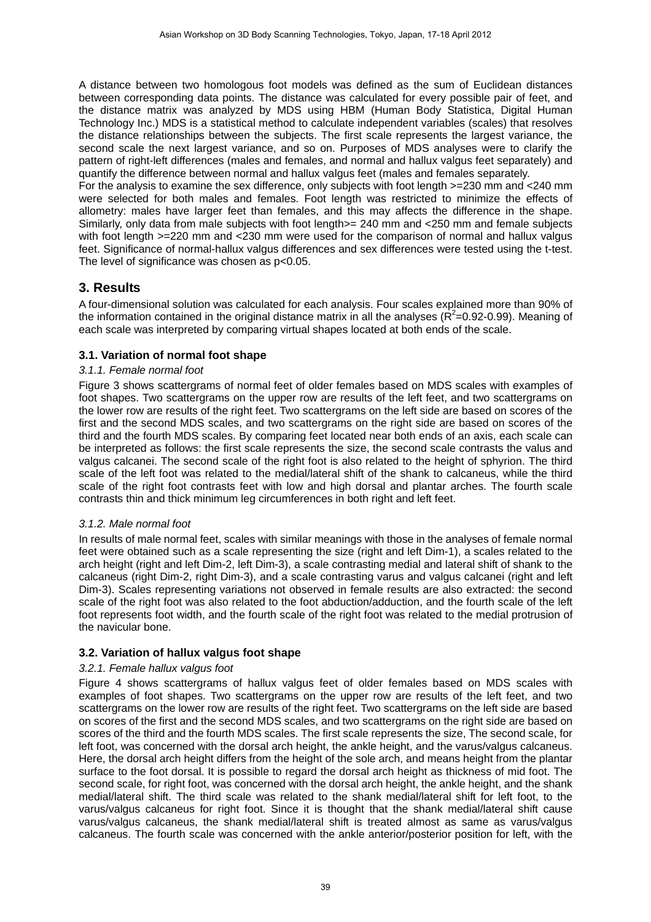A distance between two homologous foot models was defined as the sum of Euclidean distances between corresponding data points. The distance was calculated for every possible pair of feet, and the distance matrix was analyzed by MDS using HBM (Human Body Statistica, Digital Human Technology Inc.) MDS is a statistical method to calculate independent variables (scales) that resolves the distance relationships between the subjects. The first scale represents the largest variance, the second scale the next largest variance, and so on. Purposes of MDS analyses were to clarify the pattern of right-left differences (males and females, and normal and hallux valgus feet separately) and quantify the difference between normal and hallux valgus feet (males and females separately.

For the analysis to examine the sex difference, only subjects with foot length >=230 mm and <240 mm were selected for both males and females. Foot length was restricted to minimize the effects of allometry: males have larger feet than females, and this may affects the difference in the shape. Similarly, only data from male subjects with foot length>= 240 mm and <250 mm and female subjects with foot length >=220 mm and <230 mm were used for the comparison of normal and hallux valgus feet. Significance of normal-hallux valgus differences and sex differences were tested using the t-test. The level of significance was chosen as $p<0.05$.

## 3. Results

A four-dimensional solution was calculated for each analysis. Four scales explained more than 90% of the information contained in the original distance matrix in all the analyses ($R^2$=0.92-0.99). Meaning of each scale was interpreted by comparing virtual shapes located at both ends of the scale.

### 3.1. Variation of normal foot shape

*3.1.1. Female normal foot*

Figure 3 shows scattergrams of normal feet of older females based on MDS scales with examples of foot shapes. Two scattergrams on the upper row are results of the left feet, and two scattergrams on the lower row are results of the right feet. Two scattergrams on the left side are based on scores of the first and the second MDS scales, and two scattergrams on the right side are based on scores of the third and the fourth MDS scales. By comparing feet located near both ends of an axis, each scale can be interpreted as follows: the first scale represents the size, the second scale contrasts the valus and valgus calcanei. The second scale of the right foot is also related to the height of sphyrion. The third scale of the left foot was related to the medial/lateral shift of the shank to calcaneus, while the third scale of the right foot contrasts feet with low and high dorsal and plantar arches. The fourth scale contrasts thin and thick minimum leg circumferences in both right and left feet.

*3.1.2. Male normal foot*

In results of male normal feet, scales with similar meanings with those in the analyses of female normal feet were obtained such as a scale representing the size (right and left Dim-1), a scales related to the arch height (right and left Dim-2, left Dim-3), a scale contrasting medial and lateral shift of shank to the calcaneus (right Dim-2, right Dim-3), and a scale contrasting varus and valgus calcanei (right and left Dim-3). Scales representing variations not observed in female results are also extracted: the second scale of the right foot was also related to the foot abduction/adduction, and the fourth scale of the left foot represents foot width, and the fourth scale of the right foot was related to the medial protrusion of the navicular bone.

### 3.2. Variation of hallux valgus foot shape

*3.2.1. Female hallux valgus foot*

Figure 4 shows scattergrams of hallux valgus feet of older females based on MDS scales with examples of foot shapes. Two scattergrams on the upper row are results of the left feet, and two scattergrams on the lower row are results of the right feet. Two scattergrams on the left side are based on scores of the first and the second MDS scales, and two scattergrams on the right side are based on scores of the third and the fourth MDS scales. The first scale represents the size, The second scale, for left foot, was concerned with the dorsal arch height, the ankle height, and the varus/valgus calcaneus. Here, the dorsal arch height differs from the height of the sole arch, and means height from the plantar surface to the foot dorsal. It is possible to regard the dorsal arch height as thickness of mid foot. The second scale, for right foot, was concerned with the dorsal arch height, the ankle height, and the shank medial/lateral shift. The third scale was related to the shank medial/lateral shift for left foot, to the varus/valgus calcaneus for right foot. Since it is thought that the shank medial/lateral shift cause varus/valgus calcaneus, the shank medial/lateral shift is treated almost as same as varus/valgus calcaneus. The fourth scale was concerned with the ankle anterior/posterior position for left, with the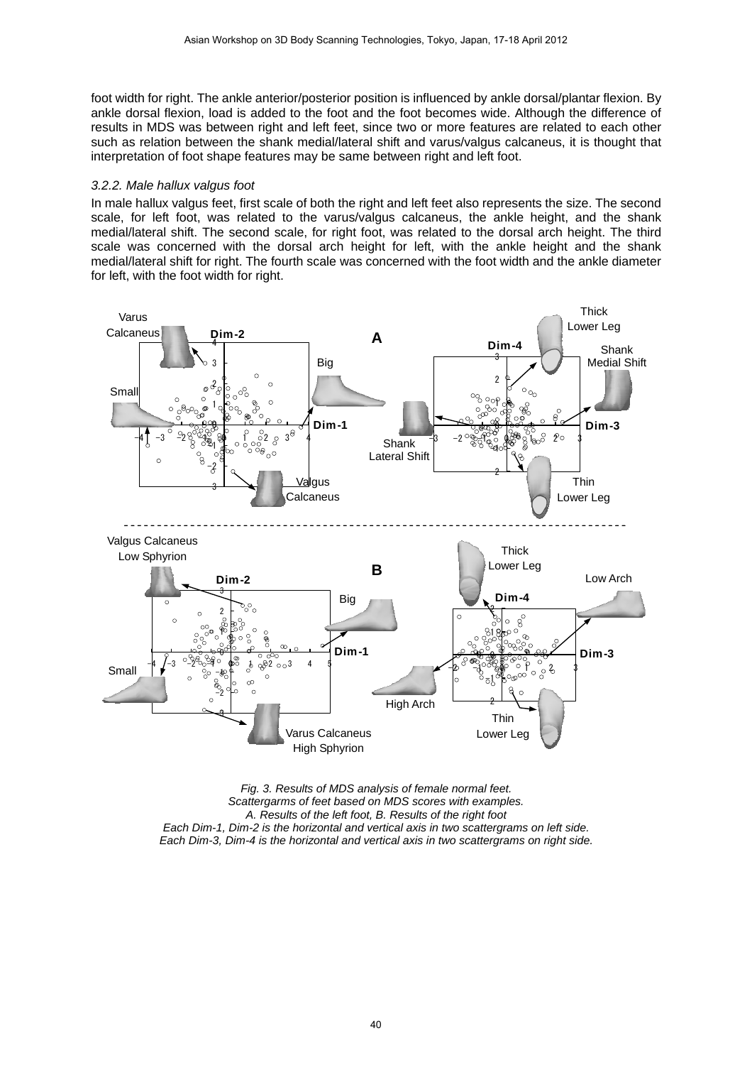foot width for right. The ankle anterior/posterior position is influenced by ankle dorsal/plantar flexion. By ankle dorsal flexion, load is added to the foot and the foot becomes wide. Although the difference of results in MDS was between right and left feet, since two or more features are related to each other such as relation between the shank medial/lateral shift and varus/valgus calcaneus, it is thought that interpretation of foot shape features may be same between right and left foot.

### *3.2.2. Male hallux valgus foot*

In male hallux valgus feet, first scale of both the right and left feet also represents the size. The second scale, for left foot, was related to the varus/valgus calcaneus, the ankle height, and the shank medial/lateral shift. The second scale, for right foot, was related to the dorsal arch height. The third scale was concerned with the dorsal arch height for left, with the ankle height and the shank medial/lateral shift for right. The fourth scale was concerned with the foot width and the ankle diameter for left, with the foot width for right.

*Fig. 3. Results of MDS analysis of female normal feet.*
*Scattergarms of feet based on MDS scores with examples.*
*A. Results of the left foot, B. Results of the right foot*
*Each Dim-1, Dim-2 is the horizontal and vertical axis in two scattergrams on left side.*
*Each Dim-3, Dim-4 is the horizontal and vertical axis in two scattergrams on right side.*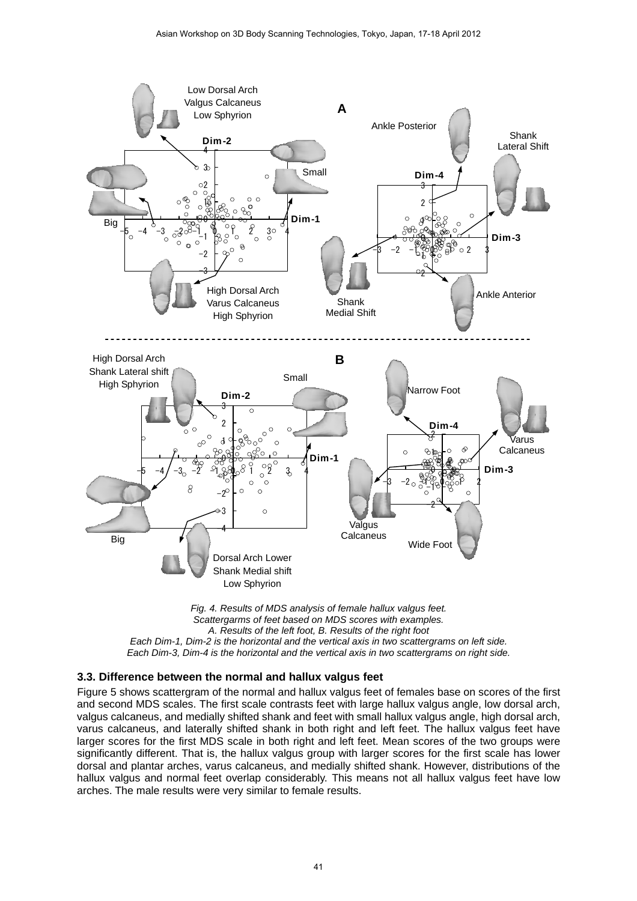*Fig. 4. Results of MDS analysis of female hallux valgus feet.*
*Scattergarms of feet based on MDS scores with examples.*
*A. Results of the left foot, B. Results of the right foot*
*Each Dim-1, Dim-2 is the horizontal and the vertical axis in two scattergrams on left side.*
*Each Dim-3, Dim-4 is the horizontal and the vertical axis in two scattergrams on right side.*

### 3.3. Difference between the normal and hallux valgus feet

Figure 5 shows scattergram of the normal and hallux valgus feet of females base on scores of the first and second MDS scales. The first scale contrasts feet with large hallux valgus angle, low dorsal arch, valgus calcaneus, and medially shifted shank and feet with small hallux valgus angle, high dorsal arch, varus calcaneus, and laterally shifted shank in both right and left feet. The hallux valgus feet have larger scores for the first MDS scale in both right and left feet. Mean scores of the two groups were significantly different. That is, the hallux valgus group with larger scores for the first scale has lower dorsal and plantar arches, varus calcaneus, and medially shifted shank. However, distributions of the hallux valgus and normal feet overlap considerably. This means not all hallux valgus feet have low arches. The male results were very similar to female results.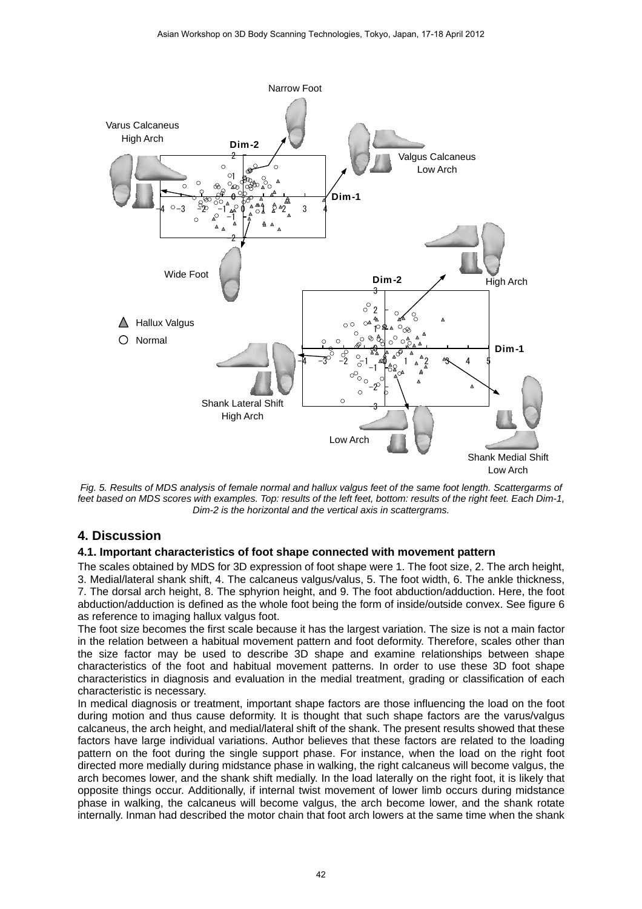*Fig. 5. Results of MDS analysis of female normal and hallux valgus feet of the same foot length. Scattergarms of feet based on MDS scores with examples. Top: results of the left feet, bottom: results of the right feet. Each Dim-1, Dim-2 is the horizontal and the vertical axis in scattergrams.*

## 4. Discussion

### 4.1. Important characteristics of foot shape connected with movement pattern

The scales obtained by MDS for 3D expression of foot shape were 1. The foot size, 2. The arch height, 3. Medial/lateral shank shift, 4. The calcaneus valgus/valus, 5. The foot width, 6. The ankle thickness, 7. The dorsal arch height, 8. The sphyrion height, and 9. The foot abduction/adduction. Here, the foot abduction/adduction is defined as the whole foot being the form of inside/outside convex. See figure 6 as reference to imaging hallux valgus foot.

The foot size becomes the first scale because it has the largest variation. The size is not a main factor in the relation between a habitual movement pattern and foot deformity. Therefore, scales other than the size factor may be used to describe 3D shape and examine relationships between shape characteristics of the foot and habitual movement patterns. In order to use these 3D foot shape characteristics in diagnosis and evaluation in the medial treatment, grading or classification of each characteristic is necessary.

In medical diagnosis or treatment, important shape factors are those influencing the load on the foot during motion and thus cause deformity. It is thought that such shape factors are the varus/valgus calcaneus, the arch height, and medial/lateral shift of the shank. The present results showed that these factors have large individual variations. Author believes that these factors are related to the loading pattern on the foot during the single support phase. For instance, when the load on the right foot directed more medially during midstance phase in walking, the right calcaneus will become valgus, the arch becomes lower, and the shank shift medially. In the load laterally on the right foot, it is likely that opposite things occur. Additionally, if internal twist movement of lower limb occurs during midstance phase in walking, the calcaneus will become valgus, the arch become lower, and the shank rotate internally. Inman had described the motor chain that foot arch lowers at the same time when the shank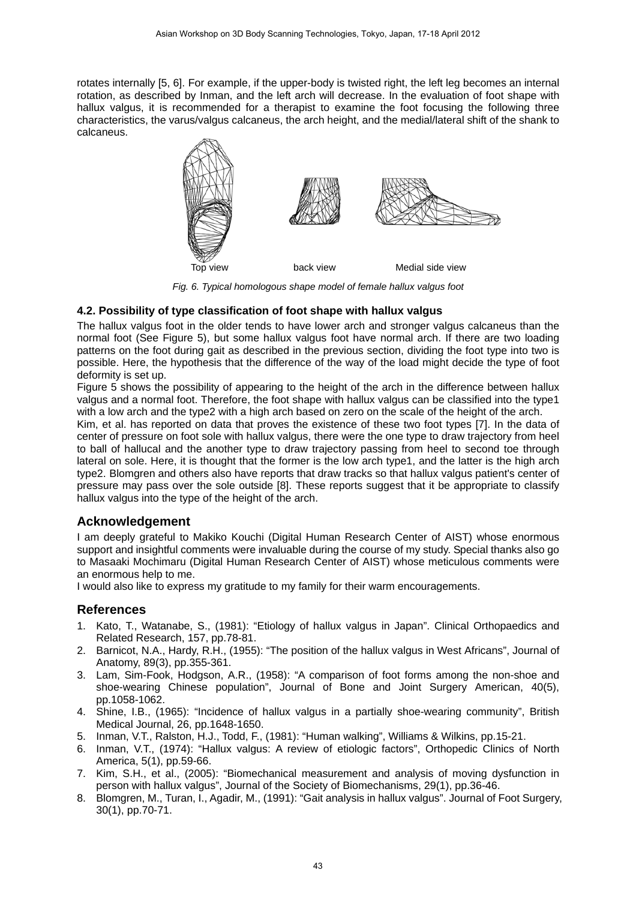rotates internally [5, 6]. For example, if the upper-body is twisted right, the left leg becomes an internal rotation, as described by Inman, and the left arch will decrease. In the evaluation of foot shape with hallux valgus, it is recommended for a therapist to examine the foot focusing the following three characteristics, the varus/valgus calcaneus, the arch height, and the medial/lateral shift of the shank to calcaneus.

Top view back view Medial side view

*Fig. 6. Typical homologous shape model of female hallux valgus foot*

### 4.2. Possibility of type classification of foot shape with hallux valgus

The hallux valgus foot in the older tends to have lower arch and stronger valgus calcaneus than the normal foot (See Figure 5), but some hallux valgus foot have normal arch. If there are two loading patterns on the foot during gait as described in the previous section, dividing the foot type into two is possible. Here, the hypothesis that the difference of the way of the load might decide the type of foot deformity is set up.

Figure 5 shows the possibility of appearing to the height of the arch in the difference between hallux valgus and a normal foot. Therefore, the foot shape with hallux valgus can be classified into the type1 with a low arch and the type2 with a high arch based on zero on the scale of the height of the arch.

Kim, et al. has reported on data that proves the existence of these two foot types [7]. In the data of center of pressure on foot sole with hallux valgus, there were the one type to draw trajectory from heel to ball of hallucal and the another type to draw trajectory passing from heel to second toe through lateral on sole. Here, it is thought that the former is the low arch type1, and the latter is the high arch type2. Blomgren and others also have reports that draw tracks so that hallux valgus patient's center of pressure may pass over the sole outside [8]. These reports suggest that it be appropriate to classify hallux valgus into the type of the height of the arch.

## Acknowledgement

I am deeply grateful to Makiko Kouchi (Digital Human Research Center of AIST) whose enormous support and insightful comments were invaluable during the course of my study. Special thanks also go to Masaaki Mochimaru (Digital Human Research Center of AIST) whose meticulous comments were an enormous help to me.

I would also like to express my gratitude to my family for their warm encouragements.

## References

1. Kato, T., Watanabe, S., (1981): “Etiology of hallux valgus in Japan”. Clinical Orthopaedics and Related Research, 157, pp.78-81.
2. Barnicot, N.A., Hardy, R.H., (1955): “The position of the hallux valgus in West Africans”, Journal of Anatomy, 89(3), pp.355-361.
3. Lam, Sim-Fook, Hodgson, A.R., (1958): “A comparison of foot forms among the non-shoe and shoe-wearing Chinese population”, Journal of Bone and Joint Surgery American, 40(5), pp.1058-1062.
4. Shine, I.B., (1965): “Incidence of hallux valgus in a partially shoe-wearing community”, British Medical Journal, 26, pp.1648-1650.
5. Inman, V.T., Ralston, H.J., Todd, F., (1981): “Human walking”, Williams & Wilkins, pp.15-21.
6. Inman, V.T., (1974): “Hallux valgus: A review of etiologic factors”, Orthopedic Clinics of North America, 5(1), pp.59-66.
7. Kim, S.H., et al., (2005): “Biomechanical measurement and analysis of moving dysfunction in person with hallux valgus”, Journal of the Society of Biomechanisms, 29(1), pp.36-46.
8. Blomgren, M., Turan, I., Agadir, M., (1991): “Gait analysis in hallux valgus”. Journal of Foot Surgery, 30(1), pp.70-71.